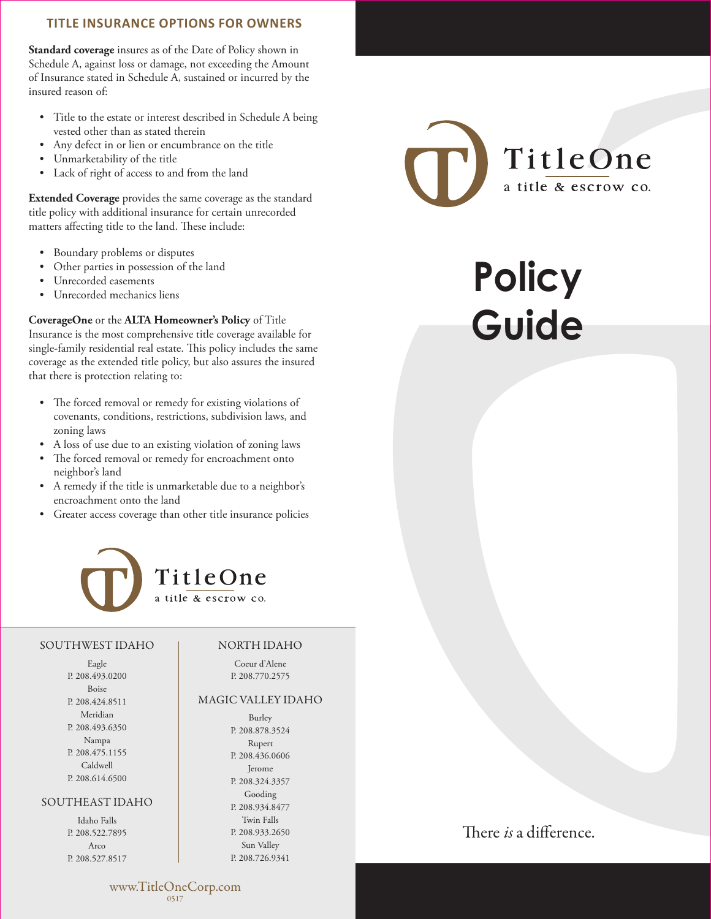## TITLE INSURANCE OPTIONS FOR OWNERS

**Standard coverage** insures as of the Date of Policy shown in Schedule A, against loss or damage, not exceeding the Amount of Insurance stated in Schedule A, sustained or incurred by the insured reason of:

- Title to the estate or interest described in Schedule A being vested other than as stated therein
- Any defect in or lien or encumbrance on the title
- Unmarketability of the title
- Lack of right of access to and from the land

**Extended Coverage** provides the same coverage as the standard title policy with additional insurance for certain unrecorded matters affecting title to the land. These include:

- Boundary problems or disputes
- Other parties in possession of the land
- Unrecorded easements
- Unrecorded mechanics liens

**CoverageOne** or the **ALTA Homeowner's Policy** of Title Insurance is the most comprehensive title coverage available for single-family residential real estate. This policy includes the same coverage as the extended title policy, but also assures the insured that there is protection relating to:

- The forced removal or remedy for existing violations of covenants, conditions, restrictions, subdivision laws, and zoning laws
- A loss of use due to an existing violation of zoning laws
- The forced removal or remedy for encroachment onto neighbor's land
- A remedy if the title is unmarketable due to a neighbor's encroachment onto the land
- Greater access coverage than other title insurance policies

TitleOne
a title & escrow co.

### SOUTHWEST IDAHO

Eagle
P. 208.493.0200
Boise
P. 208.424.8511
Meridian
P. 208.493.6350
Nampa
P. 208.475.1155
Caldwell
P. 208.614.6500

### SOUTHEAST IDAHO

Idaho Falls
P. 208.522.7895
Arco
P. 208.527.8517

### NORTH IDAHO

Coeur d'Alene
P. 208.770.2575

### MAGIC VALLEY IDAHO

Burley
P. 208.878.3524
Rupert
P. 208.436.0606
Jerome
P. 208.324.3357
Gooding
P. 208.934.8477
Twin Falls
P. 208.933.2650
Sun Valley
P. 208.726.9341

www.TitleOneCorp.com
0517

TitleOne
a title & escrow co.

# Policy Guide

There *is* a difference.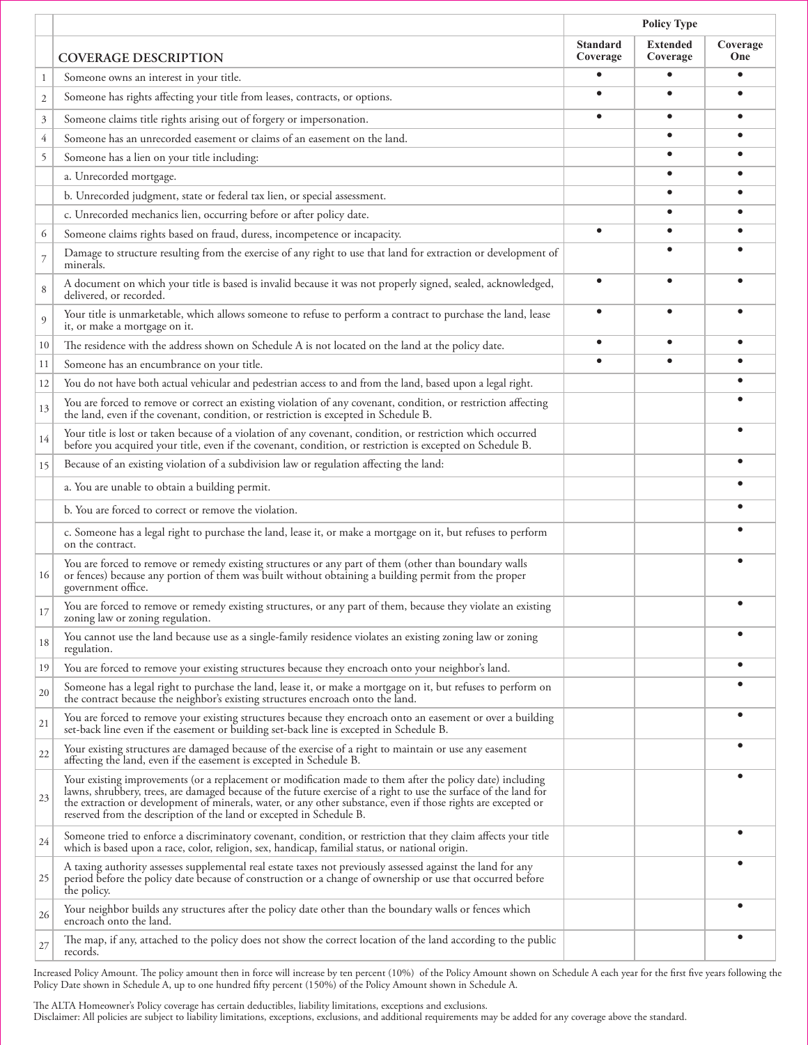| | | Policy Type | | |
|---|---|---|---|---|
| | COVERAGE DESCRIPTION | Standard Coverage | Extended Coverage | Coverage One |
| 1 | Someone owns an interest in your title. | • | • | • |
| 2 | Someone has rights affecting your title from leases, contracts, or options. | • | • | • |
| 3 | Someone claims title rights arising out of forgery or impersonation. | • | • | • |
| 4 | Someone has an unrecorded easement or claims of an easement on the land. | | • | • |
| 5 | Someone has a lien on your title including: | | • | • |
| | a. Unrecorded mortgage. | | • | • |
| | b. Unrecorded judgment, state or federal tax lien, or special assessment. | | • | • |
| | c. Unrecorded mechanics lien, occurring before or after policy date. | | • | • |
| 6 | Someone claims rights based on fraud, duress, incompetence or incapacity. | • | • | • |
| 7 | Damage to structure resulting from the exercise of any right to use that land for extraction or development of minerals. | | • | • |
| 8 | A document on which your title is based is invalid because it was not properly signed, sealed, acknowledged, delivered, or recorded. | • | • | • |
| 9 | Your title is unmarketable, which allows someone to refuse to perform a contract to purchase the land, lease it, or make a mortgage on it. | • | • | • |
| 10 | The residence with the address shown on Schedule A is not located on the land at the policy date. | • | • | • |
| 11 | Someone has an encumbrance on your title. | • | • | • |
| 12 | You do not have both actual vehicular and pedestrian access to and from the land, based upon a legal right. | | | • |
| 13 | You are forced to remove or correct an existing violation of any covenant, condition, or restriction affecting the land, even if the covenant, condition, or restriction is excepted in Schedule B. | | | • |
| 14 | Your title is lost or taken because of a violation of any covenant, condition, or restriction which occurred before you acquired your title, even if the covenant, condition, or restriction is excepted on Schedule B. | | | • |
| 15 | Because of an existing violation of a subdivision law or regulation affecting the land: | | | • |
| | a. You are unable to obtain a building permit. | | | • |
| | b. You are forced to correct or remove the violation. | | | • |
| | c. Someone has a legal right to purchase the land, lease it, or make a mortgage on it, but refuses to perform on the contract. | | | • |
| 16 | You are forced to remove or remedy existing structures or any part of them (other than boundary walls or fences) because any portion of them was built without obtaining a building permit from the proper government office. | | | • |
| 17 | You are forced to remove or remedy existing structures, or any part of them, because they violate an existing zoning law or zoning regulation. | | | • |
| 18 | You cannot use the land because use as a single-family residence violates an existing zoning law or zoning regulation. | | | • |
| 19 | You are forced to remove your existing structures because they encroach onto your neighbor's land. | | | • |
| 20 | Someone has a legal right to purchase the land, lease it, or make a mortgage on it, but refuses to perform on the contract because the neighbor's existing structures encroach onto the land. | | | • |
| 21 | You are forced to remove your existing structures because they encroach onto an easement or over a building set-back line even if the easement or building set-back line is excepted in Schedule B. | | | • |
| 22 | Your existing structures are damaged because of the exercise of a right to maintain or use any easement affecting the land, even if the easement is excepted in Schedule B. | | | • |
| 23 | Your existing improvements (or a replacement or modification made to them after the policy date) including lawns, shrubbery, trees, are damaged because of the future exercise of a right to use the surface of the land for the extraction or development of minerals, water, or any other substance, even if those rights are excepted or reserved from the description of the land or excepted in Schedule B. | | | • |
| 24 | Someone tried to enforce a discriminatory covenant, condition, or restriction that they claim affects your title which is based upon a race, color, religion, sex, handicap, familial status, or national origin. | | | • |
| 25 | A taxing authority assesses supplemental real estate taxes not previously assessed against the land for any period before the policy date because of construction or a change of ownership or use that occurred before the policy. | | | • |
| 26 | Your neighbor builds any structures after the policy date other than the boundary walls or fences which encroach onto the land. | | | • |
| 27 | The map, if any, attached to the policy does not show the correct location of the land according to the public records. | | | • |

Increased Policy Amount. The policy amount then in force will increase by ten percent (10%) of the Policy Amount shown on Schedule A each year for the first five years following the Policy Date shown in Schedule A, up to one hundred fifty percent (150%) of the Policy Amount shown in Schedule A.

The ALTA Homeowner's Policy coverage has certain deductibles, liability limitations, exceptions and exclusions.
Disclaimer: All policies are subject to liability limitations, exceptions, exclusions, and additional requirements may be added for any coverage above the standard.